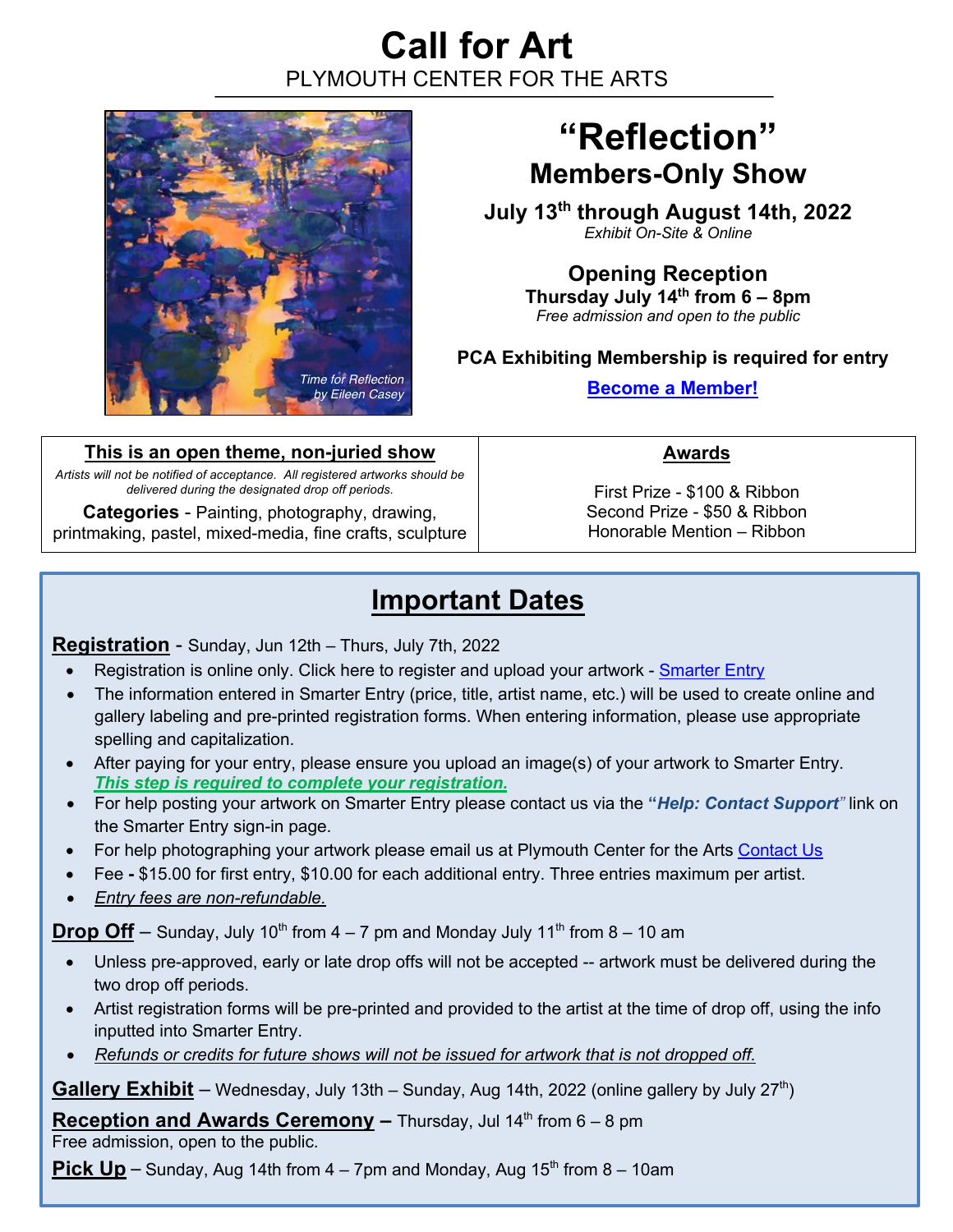# Call for Art

PLYMOUTH CENTER FOR THE ARTS

*Time for Reflection by Eileen Casey*

## "Reflection"

### Members-Only Show

**July 13th through August 14th, 2022**

*Exhibit On-Site & Online*

**Opening Reception**

**Thursday July 14th from 6 – 8pm**

*Free admission and open to the public*

**PCA Exhibiting Membership is required for entry**

**Become a Member!**

**This is an open theme, non-juried show**

*Artists will not be notified of acceptance. All registered artworks should be delivered during the designated drop off periods.*

**Categories** - Painting, photography, drawing, printmaking, pastel, mixed-media, fine crafts, sculpture

**Awards**

First Prize - $100 & Ribbon
Second Prize - $50 & Ribbon
Honorable Mention – Ribbon

## Important Dates

**Registration** - Sunday, Jun 12th – Thurs, July 7th, 2022

- Registration is online only. Click here to register and upload your artwork - Smarter Entry
- The information entered in Smarter Entry (price, title, artist name, etc.) will be used to create online and gallery labeling and pre-printed registration forms. When entering information, please use appropriate spelling and capitalization.
- After paying for your entry, please ensure you upload an image(s) of your artwork to Smarter Entry. ***This step is required to complete your registration.***
- For help posting your artwork on Smarter Entry please contact us via the **"*Help: Contact Support*"** link on the Smarter Entry sign-in page.
- For help photographing your artwork please email us at Plymouth Center for the Arts Contact Us
- Fee **-** $15.00 for first entry, $10.00 for each additional entry. Three entries maximum per artist.
- *Entry fees are non-refundable.*

**Drop Off** – Sunday, July 10th from 4 – 7 pm and Monday July 11th from 8 – 10 am

- Unless pre-approved, early or late drop offs will not be accepted -- artwork must be delivered during the two drop off periods.
- Artist registration forms will be pre-printed and provided to the artist at the time of drop off, using the info inputted into Smarter Entry.
- *Refunds or credits for future shows will not be issued for artwork that is not dropped off.*

**Gallery Exhibit** – Wednesday, July 13th – Sunday, Aug 14th, 2022 (online gallery by July 27th)

**Reception and Awards Ceremony –** Thursday, Jul 14th from 6 – 8 pm
Free admission, open to the public.

**Pick Up** – Sunday, Aug 14th from 4 – 7pm and Monday, Aug 15th from 8 – 10am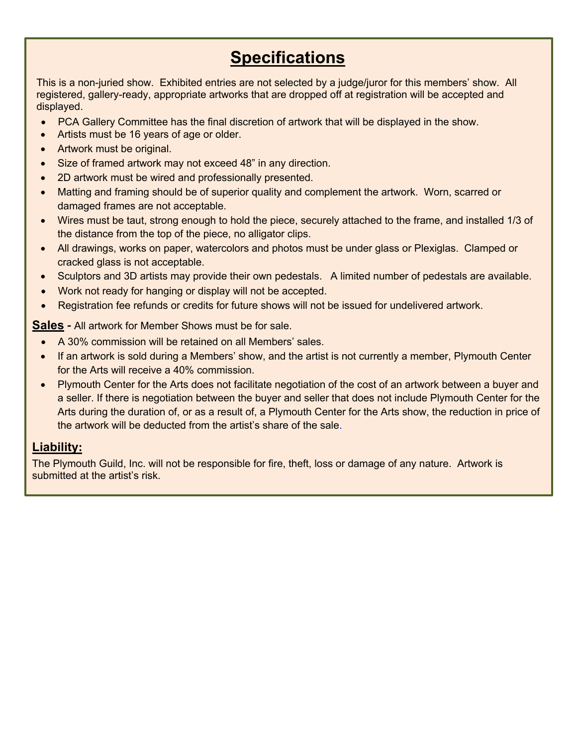# Specifications

This is a non-juried show. Exhibited entries are not selected by a judge/juror for this members' show. All registered, gallery-ready, appropriate artworks that are dropped off at registration will be accepted and displayed.

- PCA Gallery Committee has the final discretion of artwork that will be displayed in the show.
- Artists must be 16 years of age or older.
- Artwork must be original.
- Size of framed artwork may not exceed 48" in any direction.
- 2D artwork must be wired and professionally presented.
- Matting and framing should be of superior quality and complement the artwork. Worn, scarred or damaged frames are not acceptable.
- Wires must be taut, strong enough to hold the piece, securely attached to the frame, and installed 1/3 of the distance from the top of the piece, no alligator clips.
- All drawings, works on paper, watercolors and photos must be under glass or Plexiglas. Clamped or cracked glass is not acceptable.
- Sculptors and 3D artists may provide their own pedestals. A limited number of pedestals are available.
- Work not ready for hanging or display will not be accepted.
- Registration fee refunds or credits for future shows will not be issued for undelivered artwork.

**Sales** - All artwork for Member Shows must be for sale.

- A 30% commission will be retained on all Members' sales.
- If an artwork is sold during a Members' show, and the artist is not currently a member, Plymouth Center for the Arts will receive a 40% commission.
- Plymouth Center for the Arts does not facilitate negotiation of the cost of an artwork between a buyer and a seller. If there is negotiation between the buyer and seller that does not include Plymouth Center for the Arts during the duration of, or as a result of, a Plymouth Center for the Arts show, the reduction in price of the artwork will be deducted from the artist's share of the sale.

**Liability:**

The Plymouth Guild, Inc. will not be responsible for fire, theft, loss or damage of any nature. Artwork is submitted at the artist's risk.